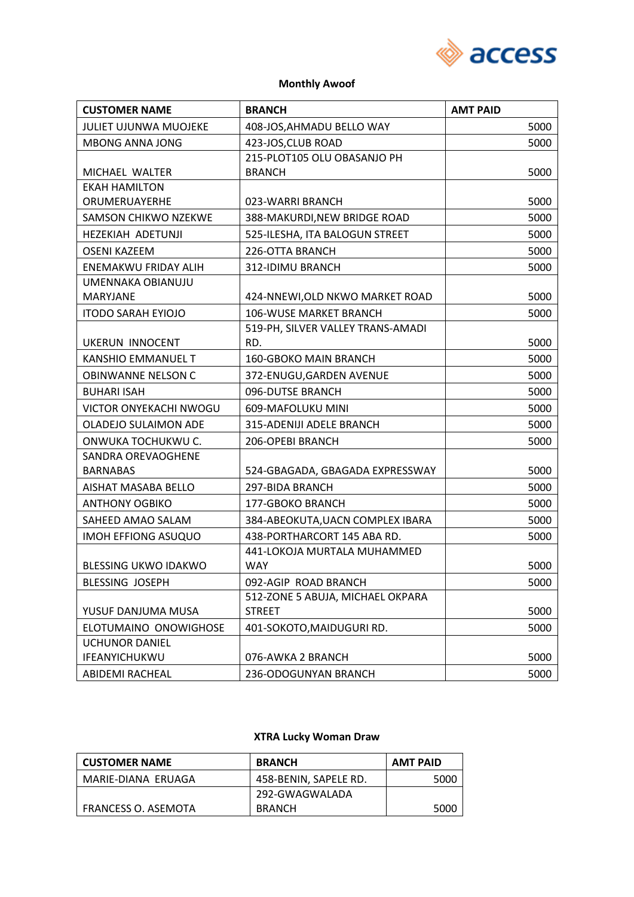access

## Monthly Awoof

| CUSTOMER NAME | BRANCH | AMT PAID |
|---|---|---|
| JULIET UJUNWA MUOJEKE | 408-JOS,AHMADU BELLO WAY | 5000 |
| MBONG ANNA JONG | 423-JOS,CLUB ROAD | 5000 |
| MICHAEL WALTER | 215-PLOT105 OLU OBASANJO PH BRANCH | 5000 |
| EKAH HAMILTON ORUMERUAYERHE | 023-WARRI BRANCH | 5000 |
| SAMSON CHIKWO NZEKWE | 388-MAKURDI,NEW BRIDGE ROAD | 5000 |
| HEZEKIAH ADETUNJI | 525-ILESHA, ITA BALOGUN STREET | 5000 |
| OSENI KAZEEM | 226-OTTA BRANCH | 5000 |
| ENEMAKWU FRIDAY ALIH | 312-IDIMU BRANCH | 5000 |
| UMENNAKA OBIANUJU MARYJANE | 424-NNEWI,OLD NKWO MARKET ROAD | 5000 |
| ITODO SARAH EYIOJO | 106-WUSE MARKET BRANCH | 5000 |
| UKERUN INNOCENT | 519-PH, SILVER VALLEY TRANS-AMADI RD. | 5000 |
| KANSHIO EMMANUEL T | 160-GBOKO MAIN BRANCH | 5000 |
| OBINWANNE NELSON C | 372-ENUGU,GARDEN AVENUE | 5000 |
| BUHARI ISAH | 096-DUTSE BRANCH | 5000 |
| VICTOR ONYEKACHI NWOGU | 609-MAFOLUKU MINI | 5000 |
| OLADEJO SULAIMON ADE | 315-ADENIJI ADELE BRANCH | 5000 |
| ONWUKA TOCHUKWU C. | 206-OPEBI BRANCH | 5000 |
| SANDRA OREVAOGHENE BARNABAS | 524-GBAGADA, GBAGADA EXPRESSWAY | 5000 |
| AISHAT MASABA BELLO | 297-BIDA BRANCH | 5000 |
| ANTHONY OGBIKO | 177-GBOKO BRANCH | 5000 |
| SAHEED AMAO SALAM | 384-ABEOKUTA,UACN COMPLEX IBARA | 5000 |
| IMOH EFFIONG ASUQUO | 438-PORTHARCORT 145 ABA RD. | 5000 |
| BLESSING UKWO IDAKWO | 441-LOKOJA MURTALA MUHAMMED WAY | 5000 |
| BLESSING JOSEPH | 092-AGIP ROAD BRANCH | 5000 |
| YUSUF DANJUMA MUSA | 512-ZONE 5 ABUJA, MICHAEL OKPARA STREET | 5000 |
| ELOTUMAINO ONOWIGHOSE | 401-SOKOTO,MAIDUGURI RD. | 5000 |
| UCHUNOR DANIEL IFEANYICHUKWU | 076-AWKA 2 BRANCH | 5000 |
| ABIDEMI RACHEAL | 236-ODOGUNYAN BRANCH | 5000 |

## XTRA Lucky Woman Draw

| CUSTOMER NAME | BRANCH | AMT PAID |
|---|---|---|
| MARIE-DIANA ERUAGA | 458-BENIN, SAPELE RD. | 5000 |
| FRANCESS O. ASEMOTA | 292-GWAGWALADA BRANCH | 5000 |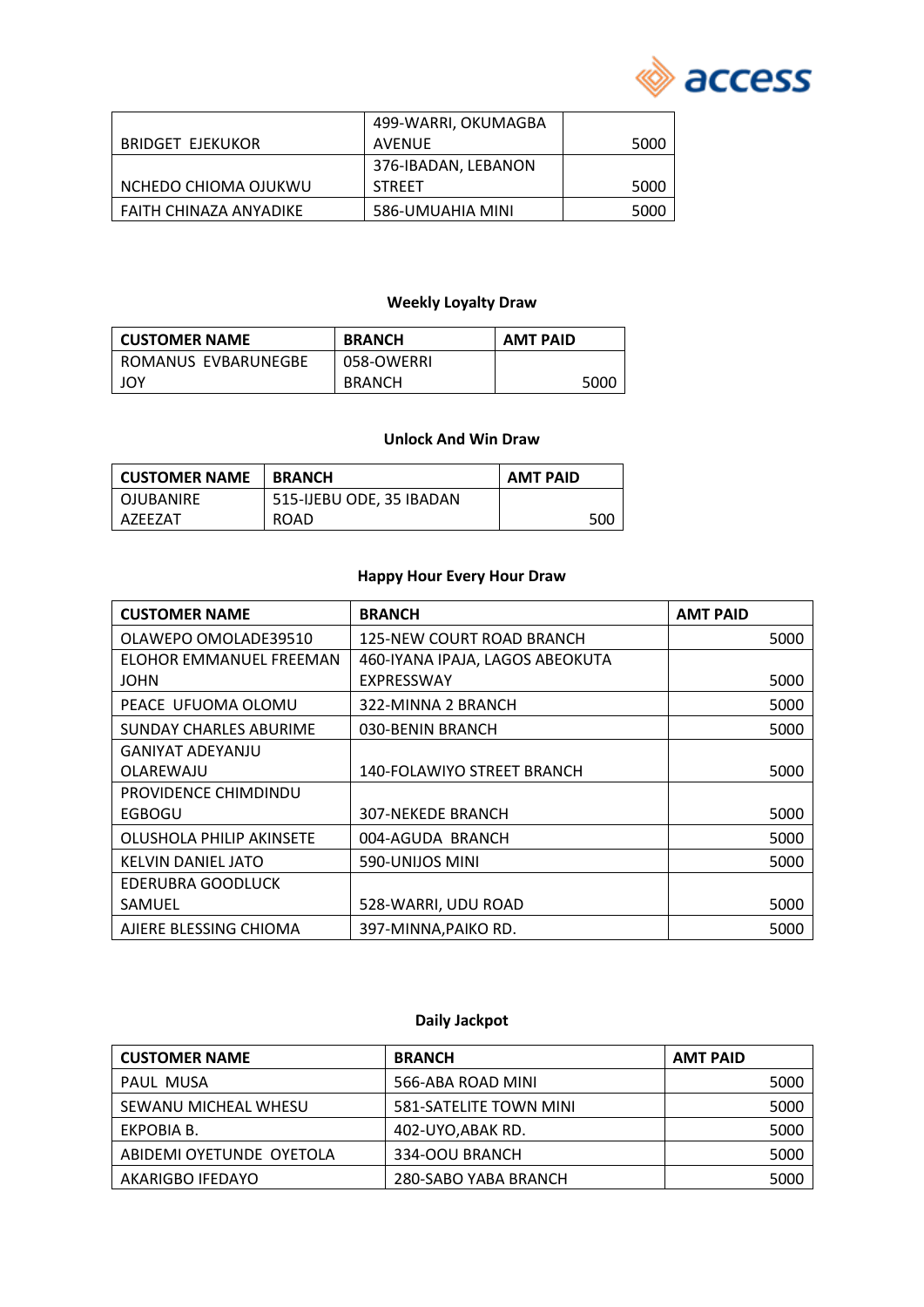| | | |
|---|---|---|
| BRIDGET EJEKUKOR | 499-WARRI, OKUMAGBA AVENUE | 5000 |
| NCHEDO CHIOMA OJUKWU | 376-IBADAN, LEBANON STREET | 5000 |
| FAITH CHINAZA ANYADIKE | 586-UMUAHIA MINI | 5000 |

**Weekly Loyalty Draw**

| CUSTOMER NAME | BRANCH | AMT PAID |
|---|---|---|
| ROMANUS EVBARUNEGBE JOY | 058-OWERRI BRANCH | 5000 |

**Unlock And Win Draw**

| CUSTOMER NAME | BRANCH | AMT PAID |
|---|---|---|
| OJUBANIRE AZEEZAT | 515-IJEBU ODE, 35 IBADAN ROAD | 500 |

**Happy Hour Every Hour Draw**

| CUSTOMER NAME | BRANCH | AMT PAID |
|---|---|---|
| OLAWEPO OMOLADE39510 | 125-NEW COURT ROAD BRANCH | 5000 |
| ELOHOR EMMANUEL FREEMAN JOHN | 460-IYANA IPAJA, LAGOS ABEOKUTA EXPRESSWAY | 5000 |
| PEACE UFUOMA OLOMU | 322-MINNA 2 BRANCH | 5000 |
| SUNDAY CHARLES ABURIME | 030-BENIN BRANCH | 5000 |
| GANIYAT ADEYANJU OLAREWAJU | 140-FOLAWIYO STREET BRANCH | 5000 |
| PROVIDENCE CHIMDINDU EGBOGU | 307-NEKEDE BRANCH | 5000 |
| OLUSHOLA PHILIP AKINSETE | 004-AGUDA BRANCH | 5000 |
| KELVIN DANIEL JATO | 590-UNIJOS MINI | 5000 |
| EDERUBRA GOODLUCK SAMUEL | 528-WARRI, UDU ROAD | 5000 |
| AJIERE BLESSING CHIOMA | 397-MINNA,PAIKO RD. | 5000 |

**Daily Jackpot**

| CUSTOMER NAME | BRANCH | AMT PAID |
|---|---|---|
| PAUL MUSA | 566-ABA ROAD MINI | 5000 |
| SEWANU MICHEAL WHESU | 581-SATELITE TOWN MINI | 5000 |
| EKPOBIA B. | 402-UYO,ABAK RD. | 5000 |
| ABIDEMI OYETUNDE OYETOLA | 334-OOU BRANCH | 5000 |
| AKARIGBO IFEDAYO | 280-SABO YABA BRANCH | 5000 |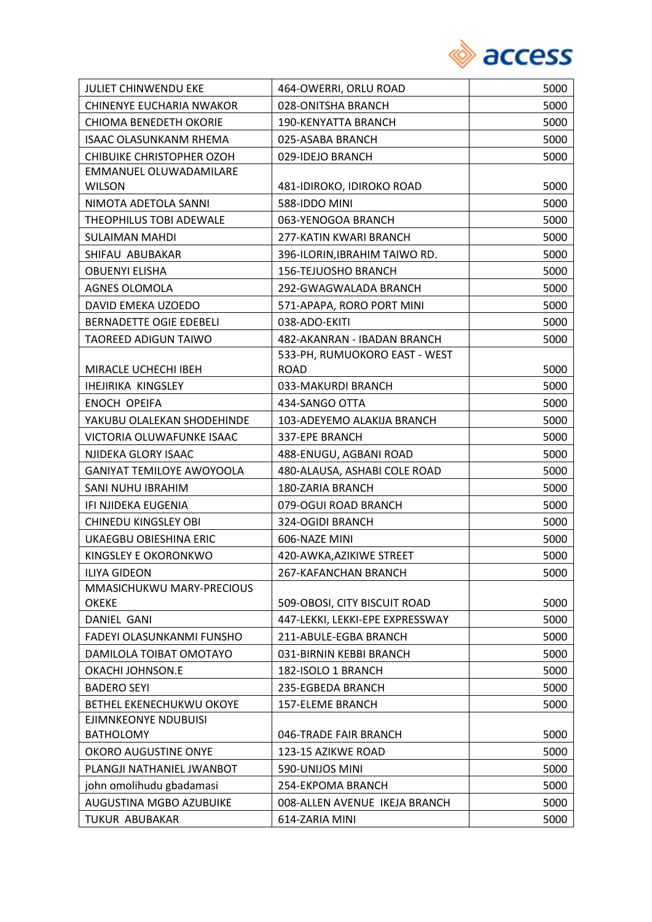| | | |
|---|---|---|
| JULIET CHINWENDU EKE | 464-OWERRI, ORLU ROAD | 5000 |
| CHINENYE EUCHARIA NWAKOR | 028-ONITSHA BRANCH | 5000 |
| CHIOMA BENEDETH OKORIE | 190-KENYATTA BRANCH | 5000 |
| ISAAC OLASUNKANM RHEMA | 025-ASABA BRANCH | 5000 |
| CHIBUIKE CHRISTOPHER OZOH | 029-IDEJO BRANCH | 5000 |
| EMMANUEL OLUWADAMILARE WILSON | 481-IDIROKO, IDIROKO ROAD | 5000 |
| NIMOTA ADETOLA SANNI | 588-IDDO MINI | 5000 |
| THEOPHILUS TOBI ADEWALE | 063-YENOGOA BRANCH | 5000 |
| SULAIMAN MAHDI | 277-KATIN KWARI BRANCH | 5000 |
| SHIFAU ABUBAKAR | 396-ILORIN,IBRAHIM TAIWO RD. | 5000 |
| OBUENYI ELISHA | 156-TEJUOSHO BRANCH | 5000 |
| AGNES OLOMOLA | 292-GWAGWALADA BRANCH | 5000 |
| DAVID EMEKA UZOEDO | 571-APAPA, RORO PORT MINI | 5000 |
| BERNADETTE OGIE EDEBELI | 038-ADO-EKITI | 5000 |
| TAOREED ADIGUN TAIWO | 482-AKANRAN - IBADAN BRANCH | 5000 |
| MIRACLE UCHECHI IBEH | 533-PH, RUMUOKORO EAST - WEST ROAD | 5000 |
| IHEJIRIKA KINGSLEY | 033-MAKURDI BRANCH | 5000 |
| ENOCH OPEIFA | 434-SANGO OTTA | 5000 |
| YAKUBU OLALEKAN SHODEHINDE | 103-ADEYEMO ALAKIJA BRANCH | 5000 |
| VICTORIA OLUWAFUNKE ISAAC | 337-EPE BRANCH | 5000 |
| NJIDEKA GLORY ISAAC | 488-ENUGU, AGBANI ROAD | 5000 |
| GANIYAT TEMILOYE AWOYOOLA | 480-ALAUSA, ASHABI COLE ROAD | 5000 |
| SANI NUHU IBRAHIM | 180-ZARIA BRANCH | 5000 |
| IFI NJIDEKA EUGENIA | 079-OGUI ROAD BRANCH | 5000 |
| CHINEDU KINGSLEY OBI | 324-OGIDI BRANCH | 5000 |
| UKAEGBU OBIESHINA ERIC | 606-NAZE MINI | 5000 |
| KINGSLEY E OKORONKWO | 420-AWKA,AZIKIWE STREET | 5000 |
| ILIYA GIDEON | 267-KAFANCHAN BRANCH | 5000 |
| MMASICHUKWU MARY-PRECIOUS OKEKE | 509-OBOSI, CITY BISCUIT ROAD | 5000 |
| DANIEL GANI | 447-LEKKI, LEKKI-EPE EXPRESSWAY | 5000 |
| FADEYI OLASUNKANMI FUNSHO | 211-ABULE-EGBA BRANCH | 5000 |
| DAMILOLA TOIBAT OMOTAYO | 031-BIRNIN KEBBI BRANCH | 5000 |
| OKACHI JOHNSON.E | 182-ISOLO 1 BRANCH | 5000 |
| BADERO SEYI | 235-EGBEDA BRANCH | 5000 |
| BETHEL EKENECHUKWU OKOYE | 157-ELEME BRANCH | 5000 |
| EJIMNKEONYE NDUBUISI BATHOLOMY | 046-TRADE FAIR BRANCH | 5000 |
| OKORO AUGUSTINE ONYE | 123-15 AZIKWE ROAD | 5000 |
| PLANGJI NATHANIEL JWANBOT | 590-UNIJOS MINI | 5000 |
| john omolihudu gbadamasi | 254-EKPOMA BRANCH | 5000 |
| AUGUSTINA MGBO AZUBUIKE | 008-ALLEN AVENUE IKEJA BRANCH | 5000 |
| TUKUR ABUBAKAR | 614-ZARIA MINI | 5000 |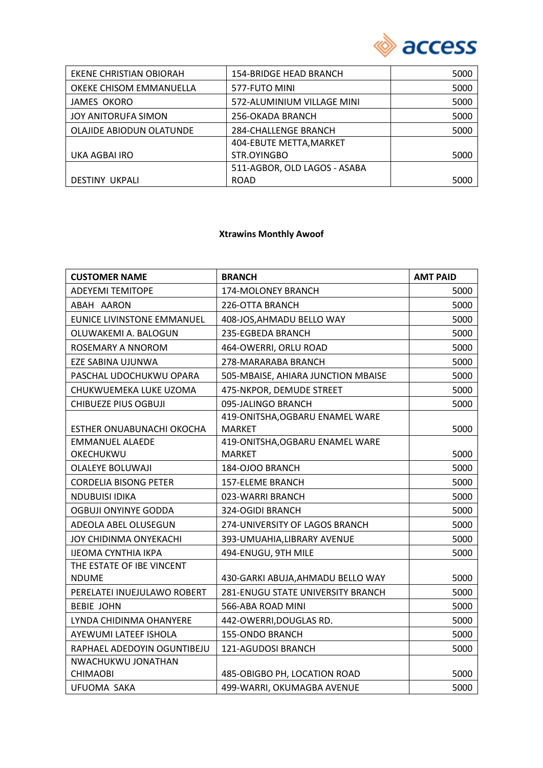| | | |
|---|---|---|
| EKENE CHRISTIAN OBIORAH | 154-BRIDGE HEAD BRANCH | 5000 |
| OKEKE CHISOM EMMANUELLA | 577-FUTO MINI | 5000 |
| JAMES OKORO | 572-ALUMINIUM VILLAGE MINI | 5000 |
| JOY ANITORUFA SIMON | 256-OKADA BRANCH | 5000 |
| OLAJIDE ABIODUN OLATUNDE | 284-CHALLENGE BRANCH | 5000 |
| UKA AGBAI IRO | 404-EBUTE METTA,MARKET STR.OYINGBO | 5000 |
| DESTINY UKPALI | 511-AGBOR, OLD LAGOS - ASABA ROAD | 5000 |

**Xtrawins Monthly Awoof**

| CUSTOMER NAME | BRANCH | AMT PAID |
|---|---|---|
| ADEYEMI TEMITOPE | 174-MOLONEY BRANCH | 5000 |
| ABAH AARON | 226-OTTA BRANCH | 5000 |
| EUNICE LIVINSTONE EMMANUEL | 408-JOS,AHMADU BELLO WAY | 5000 |
| OLUWAKEMI A. BALOGUN | 235-EGBEDA BRANCH | 5000 |
| ROSEMARY A NNOROM | 464-OWERRI, ORLU ROAD | 5000 |
| EZE SABINA UJUNWA | 278-MARARABA BRANCH | 5000 |
| PASCHAL UDOCHUKWU OPARA | 505-MBAISE, AHIARA JUNCTION MBAISE | 5000 |
| CHUKWUEMEKA LUKE UZOMA | 475-NKPOR, DEMUDE STREET | 5000 |
| CHIBUEZE PIUS OGBUJI | 095-JALINGO BRANCH | 5000 |
| ESTHER ONUABUNACHI OKOCHA | 419-ONITSHA,OGBARU ENAMEL WARE MARKET | 5000 |
| EMMANUEL ALAEDE OKECHUKWU | 419-ONITSHA,OGBARU ENAMEL WARE MARKET | 5000 |
| OLALEYE BOLUWAJI | 184-OJOO BRANCH | 5000 |
| CORDELIA BISONG PETER | 157-ELEME BRANCH | 5000 |
| NDUBUISI IDIKA | 023-WARRI BRANCH | 5000 |
| OGBUJI ONYINYE GODDA | 324-OGIDI BRANCH | 5000 |
| ADEOLA ABEL OLUSEGUN | 274-UNIVERSITY OF LAGOS BRANCH | 5000 |
| JOY CHIDINMA ONYEKACHI | 393-UMUAHIA,LIBRARY AVENUE | 5000 |
| IJEOMA CYNTHIA IKPA | 494-ENUGU, 9TH MILE | 5000 |
| THE ESTATE OF IBE VINCENT NDUME | 430-GARKI ABUJA,AHMADU BELLO WAY | 5000 |
| PERELATEI INUEJULAWO ROBERT | 281-ENUGU STATE UNIVERSITY BRANCH | 5000 |
| BEBIE JOHN | 566-ABA ROAD MINI | 5000 |
| LYNDA CHIDINMA OHANYERE | 442-OWERRI,DOUGLAS RD. | 5000 |
| AYEWUMI LATEEF ISHOLA | 155-ONDO BRANCH | 5000 |
| RAPHAEL ADEDOYIN OGUNTIBEJU | 121-AGUDOSI BRANCH | 5000 |
| NWACHUKWU JONATHAN CHIMAOBI | 485-OBIGBO PH, LOCATION ROAD | 5000 |
| UFUOMA SAKA | 499-WARRI, OKUMAGBA AVENUE | 5000 |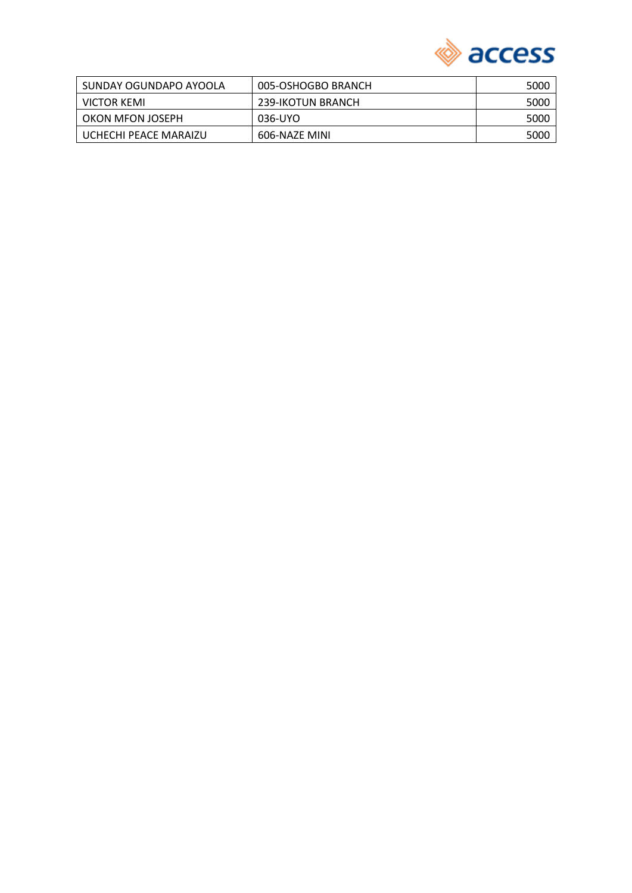| | | |
|---|---|---|
| SUNDAY OGUNDAPO AYOOLA | 005-OSHOGBO BRANCH | 5000 |
| VICTOR KEMI | 239-IKOTUN BRANCH | 5000 |
| OKON MFON JOSEPH | 036-UYO | 5000 |
| UCHECHI PEACE MARAIZU | 606-NAZE MINI | 5000 |